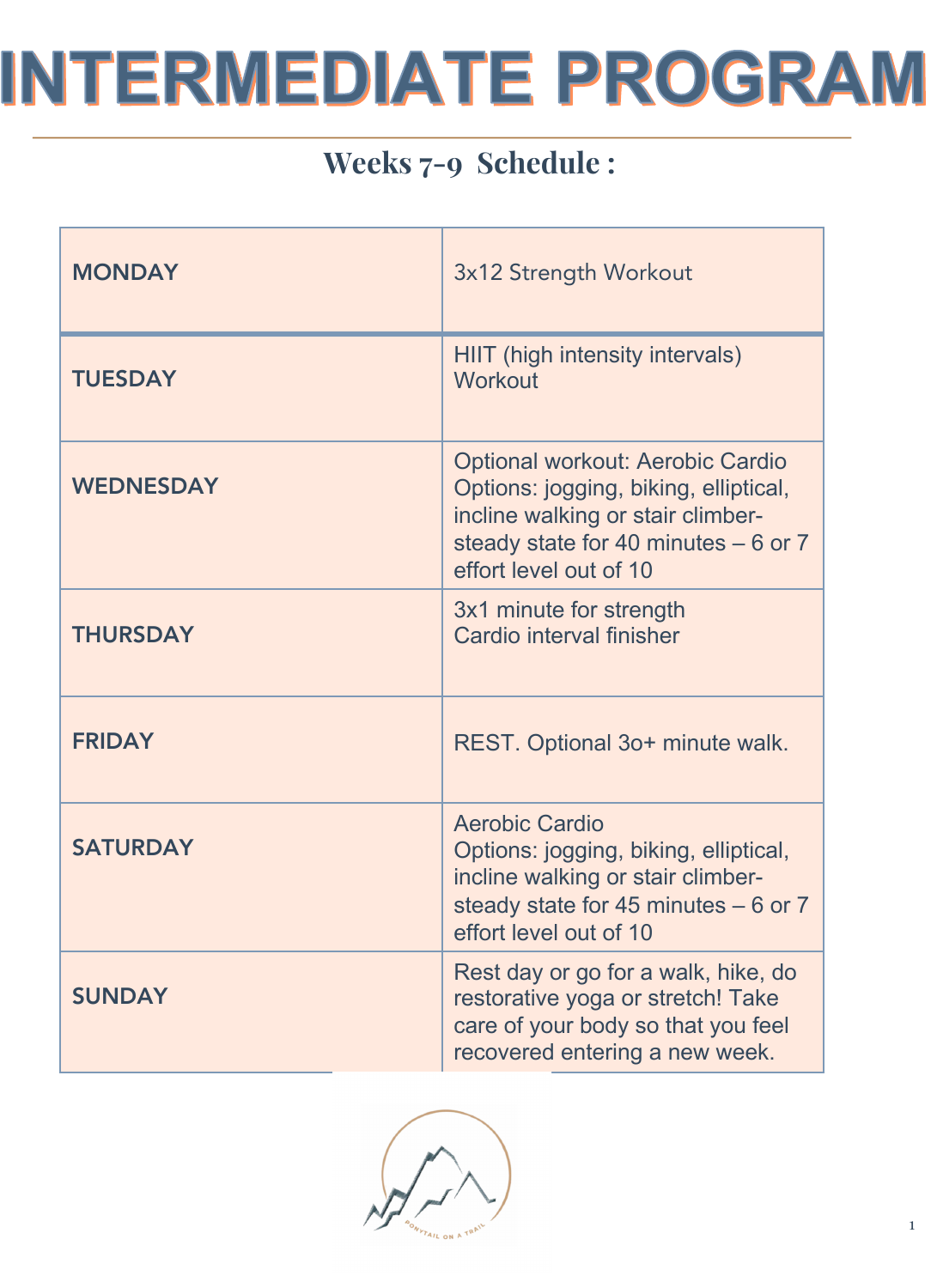# INTERMEDIATE PROGRAM

## Weeks 7-9 Schedule :

| | |
|---|---|
| **MONDAY** | 3x12 Strength Workout |
| **TUESDAY** | HIIT (high intensity intervals) Workout |
| **WEDNESDAY** | Optional workout: Aerobic Cardio Options: jogging, biking, elliptical, incline walking or stair climber- steady state for 40 minutes – 6 or 7 effort level out of 10 |
| **THURSDAY** | 3x1 minute for strength Cardio interval finisher |
| **FRIDAY** | REST. Optional 3o+ minute walk. |
| **SATURDAY** | Aerobic Cardio Options: jogging, biking, elliptical, incline walking or stair climber- steady state for 45 minutes – 6 or 7 effort level out of 10 |
| **SUNDAY** | Rest day or go for a walk, hike, do restorative yoga or stretch! Take care of your body so that you feel recovered entering a new week. |

PONYTAIL ON A TRAIL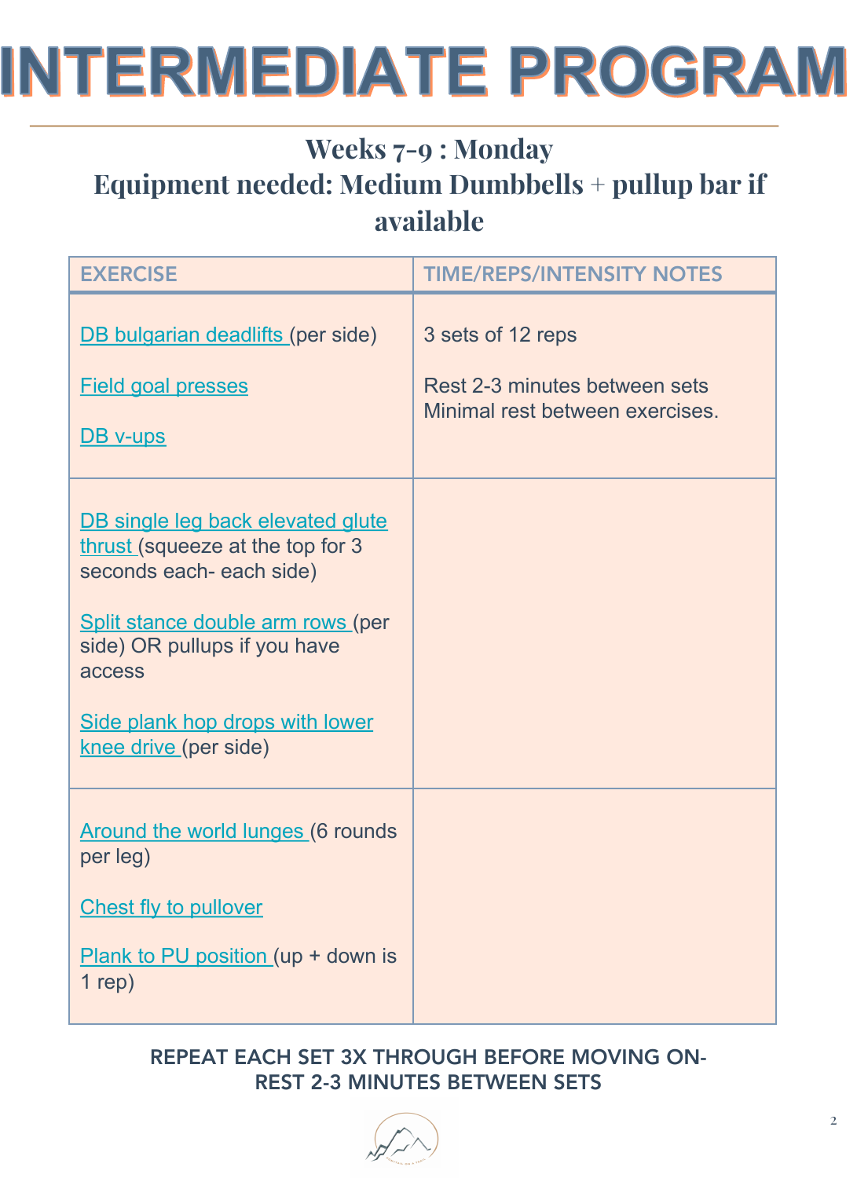# INTERMEDIATE PROGRAM

## Weeks 7-9 : Monday
## Equipment needed: Medium Dumbbells + pullup bar if available

| EXERCISE | TIME/REPS/INTENSITY NOTES |
|---|---|
| DB bulgarian deadlifts (per side)<br><br>Field goal presses<br><br>DB v-ups | 3 sets of 12 reps<br><br>Rest 2-3 minutes between sets<br>Minimal rest between exercises. |
| DB single leg back elevated glute thrust (squeeze at the top for 3 seconds each- each side)<br><br>Split stance double arm rows (per side) OR pullups if you have access<br><br>Side plank hop drops with lower knee drive (per side) | |
| Around the world lunges (6 rounds per leg)<br><br>Chest fly to pullover<br><br>Plank to PU position (up + down is 1 rep) | |

**REPEAT EACH SET 3X THROUGH BEFORE MOVING ON- REST 2-3 MINUTES BETWEEN SETS**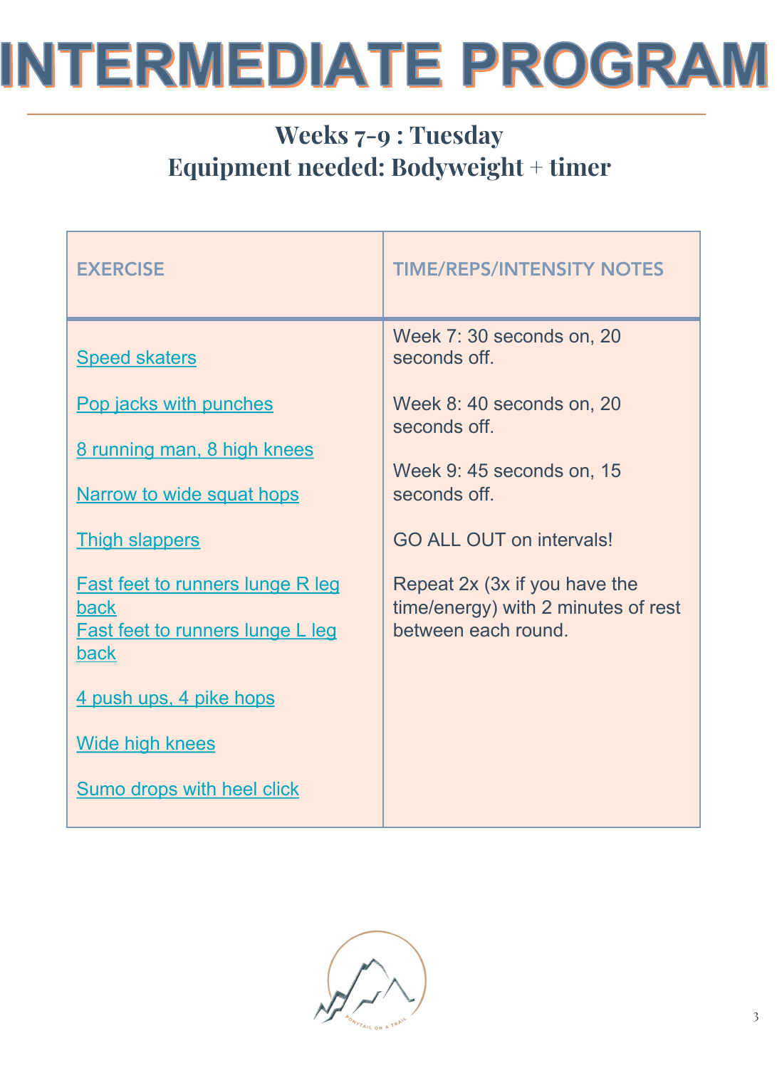# INTERMEDIATE PROGRAM

## Weeks 7-9 : Tuesday
## Equipment needed: Bodyweight + timer

| EXERCISE | TIME/REPS/INTENSITY NOTES |
|---|---|
| Speed skaters<br><br>Pop jacks with punches<br><br>8 running man, 8 high knees<br><br>Narrow to wide squat hops<br><br>Thigh slappers<br><br>Fast feet to runners lunge R leg back<br>Fast feet to runners lunge L leg back<br><br>4 push ups, 4 pike hops<br><br>Wide high knees<br><br>Sumo drops with heel click | Week 7: 30 seconds on, 20 seconds off.<br><br>Week 8: 40 seconds on, 20 seconds off.<br><br>Week 9: 45 seconds on, 15 seconds off.<br><br>GO ALL OUT on intervals!<br><br>Repeat 2x (3x if you have the time/energy) with 2 minutes of rest between each round. |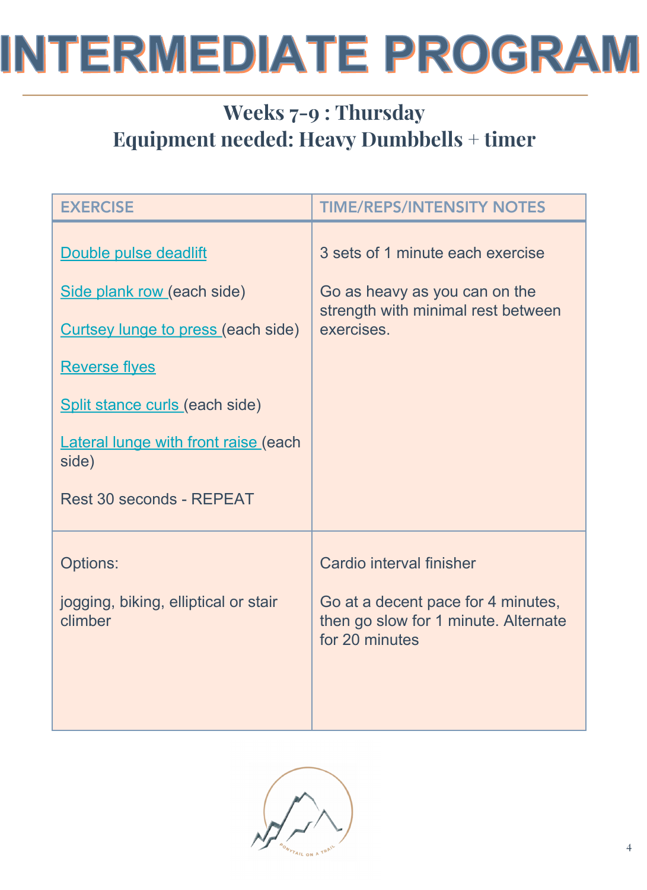# INTERMEDIATE PROGRAM

## Weeks 7-9 : Thursday
## Equipment needed: Heavy Dumbbells + timer

| EXERCISE | TIME/REPS/INTENSITY NOTES |
|---|---|
| Double pulse deadlift<br><br>Side plank row (each side)<br><br>Curtsey lunge to press (each side)<br><br>Reverse flyes<br><br>Split stance curls (each side)<br><br>Lateral lunge with front raise (each side)<br><br>Rest 30 seconds - REPEAT | 3 sets of 1 minute each exercise<br><br>Go as heavy as you can on the strength with minimal rest between exercises. |
| Options:<br><br>jogging, biking, elliptical or stair climber | Cardio interval finisher<br><br>Go at a decent pace for 4 minutes, then go slow for 1 minute. Alternate for 20 minutes |